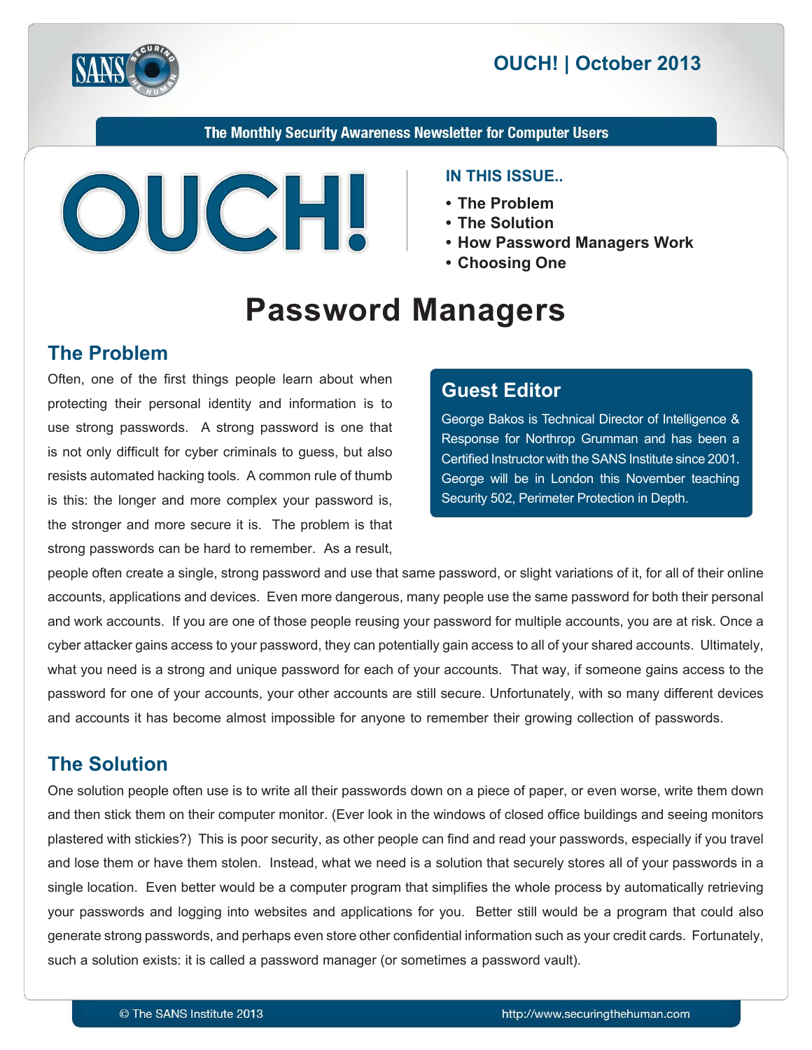OUCH! | October 2013

The Monthly Security Awareness Newsletter for Computer Users

# OUCH!

**IN THIS ISSUE..**

- The Problem
- The Solution
- How Password Managers Work
- Choosing One

# Password Managers

## The Problem

Often, one of the first things people learn about when protecting their personal identity and information is to use strong passwords. A strong password is one that is not only difficult for cyber criminals to guess, but also resists automated hacking tools. A common rule of thumb is this: the longer and more complex your password is, the stronger and more secure it is. The problem is that strong passwords can be hard to remember. As a result, people often create a single, strong password and use that same password, or slight variations of it, for all of their online accounts, applications and devices. Even more dangerous, many people use the same password for both their personal and work accounts. If you are one of those people reusing your password for multiple accounts, you are at risk. Once a cyber attacker gains access to your password, they can potentially gain access to all of your shared accounts. Ultimately, what you need is a strong and unique password for each of your accounts. That way, if someone gains access to the password for one of your accounts, your other accounts are still secure. Unfortunately, with so many different devices and accounts it has become almost impossible for anyone to remember their growing collection of passwords.

### Guest Editor

George Bakos is Technical Director of Intelligence & Response for Northrop Grumman and has been a Certified Instructor with the SANS Institute since 2001. George will be in London this November teaching Security 502, Perimeter Protection in Depth.

## The Solution

One solution people often use is to write all their passwords down on a piece of paper, or even worse, write them down and then stick them on their computer monitor. (Ever look in the windows of closed office buildings and seeing monitors plastered with stickies?) This is poor security, as other people can find and read your passwords, especially if you travel and lose them or have them stolen. Instead, what we need is a solution that securely stores all of your passwords in a single location. Even better would be a computer program that simplifies the whole process by automatically retrieving your passwords and logging into websites and applications for you. Better still would be a program that could also generate strong passwords, and perhaps even store other confidential information such as your credit cards. Fortunately, such a solution exists: it is called a password manager (or sometimes a password vault).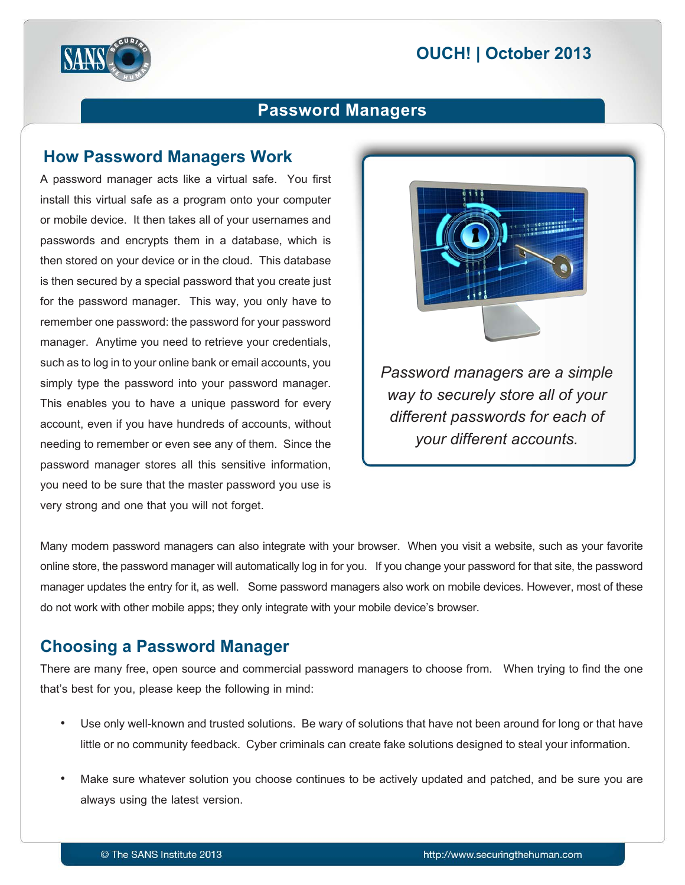## Password Managers

### How Password Managers Work

A password manager acts like a virtual safe. You first install this virtual safe as a program onto your computer or mobile device. It then takes all of your usernames and passwords and encrypts them in a database, which is then stored on your device or in the cloud. This database is then secured by a special password that you create just for the password manager. This way, you only have to remember one password: the password for your password manager. Anytime you need to retrieve your credentials, such as to log in to your online bank or email accounts, you simply type the password into your password manager. This enables you to have a unique password for every account, even if you have hundreds of accounts, without needing to remember or even see any of them. Since the password manager stores all this sensitive information, you need to be sure that the master password you use is very strong and one that you will not forget.

*Password managers are a simple way to securely store all of your different passwords for each of your different accounts.*

Many modern password managers can also integrate with your browser. When you visit a website, such as your favorite online store, the password manager will automatically log in for you. If you change your password for that site, the password manager updates the entry for it, as well. Some password managers also work on mobile devices. However, most of these do not work with other mobile apps; they only integrate with your mobile device's browser.

### Choosing a Password Manager

There are many free, open source and commercial password managers to choose from. When trying to find the one that's best for you, please keep the following in mind:

- Use only well-known and trusted solutions. Be wary of solutions that have not been around for long or that have little or no community feedback. Cyber criminals can create fake solutions designed to steal your information.
- Make sure whatever solution you choose continues to be actively updated and patched, and be sure you are always using the latest version.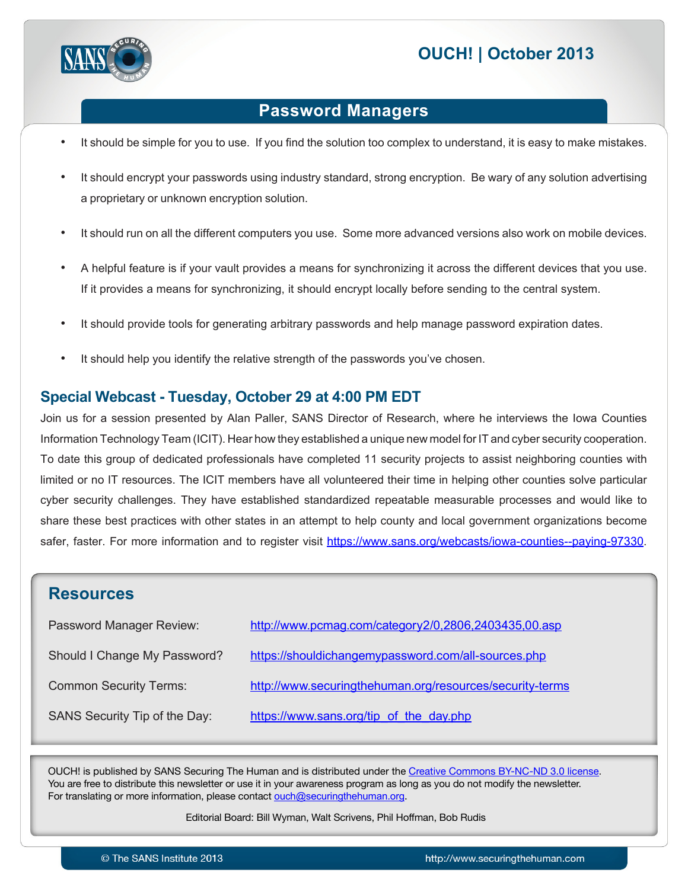- It should be simple for you to use. If you find the solution too complex to understand, it is easy to make mistakes.
- It should encrypt your passwords using industry standard, strong encryption. Be wary of any solution advertising a proprietary or unknown encryption solution.
- It should run on all the different computers you use. Some more advanced versions also work on mobile devices.
- A helpful feature is if your vault provides a means for synchronizing it across the different devices that you use. If it provides a means for synchronizing, it should encrypt locally before sending to the central system.
- It should provide tools for generating arbitrary passwords and help manage password expiration dates.
- It should help you identify the relative strength of the passwords you've chosen.

## Special Webcast - Tuesday, October 29 at 4:00 PM EDT

Join us for a session presented by Alan Paller, SANS Director of Research, where he interviews the Iowa Counties Information Technology Team (ICIT). Hear how they established a unique new model for IT and cyber security cooperation. To date this group of dedicated professionals have completed 11 security projects to assist neighboring counties with limited or no IT resources. The ICIT members have all volunteered their time in helping other counties solve particular cyber security challenges. They have established standardized repeatable measurable processes and would like to share these best practices with other states in an attempt to help county and local government organizations become safer, faster. For more information and to register visit https://www.sans.org/webcasts/iowa-counties--paying-97330.

## Resources

| | |
|---|---|
| Password Manager Review: | http://www.pcmag.com/category2/0,2806,2403435,00.asp |
| Should I Change My Password? | https://shouldichangemypassword.com/all-sources.php |
| Common Security Terms: | http://www.securingthehuman.org/resources/security-terms |
| SANS Security Tip of the Day: | https://www.sans.org/tip_of_the_day.php |

OUCH! is published by SANS Securing The Human and is distributed under the Creative Commons BY-NC-ND 3.0 license. You are free to distribute this newsletter or use it in your awareness program as long as you do not modify the newsletter. For translating or more information, please contact ouch@securingthehuman.org.

Editorial Board: Bill Wyman, Walt Scrivens, Phil Hoffman, Bob Rudis